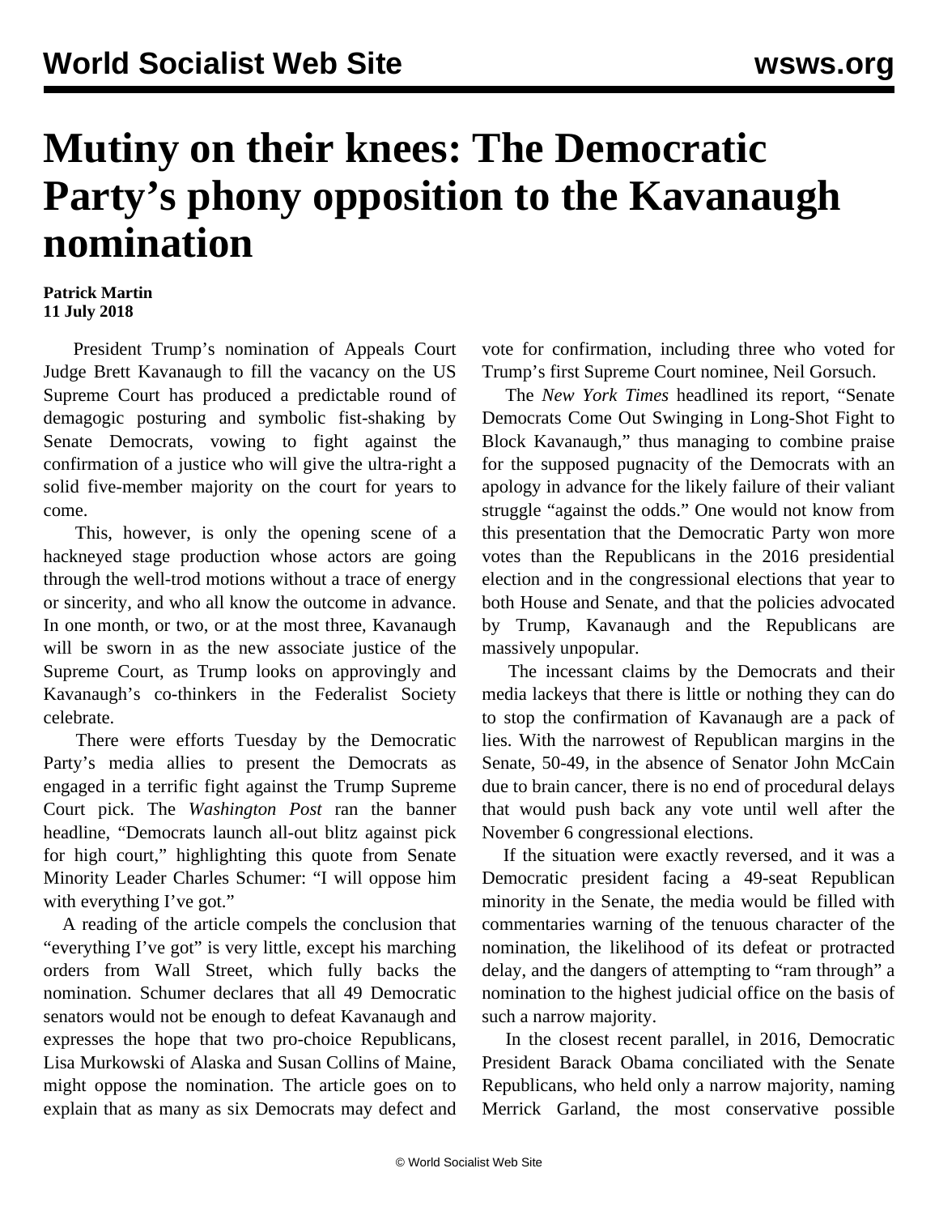# Mutiny on their knees: The Democratic Party's phony opposition to the Kavanaugh nomination

**Patrick Martin**
**11 July 2018**

President Trump's nomination of Appeals Court Judge Brett Kavanaugh to fill the vacancy on the US Supreme Court has produced a predictable round of demagogic posturing and symbolic fist-shaking by Senate Democrats, vowing to fight against the confirmation of a justice who will give the ultra-right a solid five-member majority on the court for years to come.

This, however, is only the opening scene of a hackneyed stage production whose actors are going through the well-trod motions without a trace of energy or sincerity, and who all know the outcome in advance. In one month, or two, or at the most three, Kavanaugh will be sworn in as the new associate justice of the Supreme Court, as Trump looks on approvingly and Kavanaugh's co-thinkers in the Federalist Society celebrate.

There were efforts Tuesday by the Democratic Party's media allies to present the Democrats as engaged in a terrific fight against the Trump Supreme Court pick. The *Washington Post* ran the banner headline, "Democrats launch all-out blitz against pick for high court," highlighting this quote from Senate Minority Leader Charles Schumer: "I will oppose him with everything I've got."

A reading of the article compels the conclusion that "everything I've got" is very little, except his marching orders from Wall Street, which fully backs the nomination. Schumer declares that all 49 Democratic senators would not be enough to defeat Kavanaugh and expresses the hope that two pro-choice Republicans, Lisa Murkowski of Alaska and Susan Collins of Maine, might oppose the nomination. The article goes on to explain that as many as six Democrats may defect and vote for confirmation, including three who voted for Trump's first Supreme Court nominee, Neil Gorsuch.

The *New York Times* headlined its report, "Senate Democrats Come Out Swinging in Long-Shot Fight to Block Kavanaugh," thus managing to combine praise for the supposed pugnacity of the Democrats with an apology in advance for the likely failure of their valiant struggle "against the odds." One would not know from this presentation that the Democratic Party won more votes than the Republicans in the 2016 presidential election and in the congressional elections that year to both House and Senate, and that the policies advocated by Trump, Kavanaugh and the Republicans are massively unpopular.

The incessant claims by the Democrats and their media lackeys that there is little or nothing they can do to stop the confirmation of Kavanaugh are a pack of lies. With the narrowest of Republican margins in the Senate, 50-49, in the absence of Senator John McCain due to brain cancer, there is no end of procedural delays that would push back any vote until well after the November 6 congressional elections.

If the situation were exactly reversed, and it was a Democratic president facing a 49-seat Republican minority in the Senate, the media would be filled with commentaries warning of the tenuous character of the nomination, the likelihood of its defeat or protracted delay, and the dangers of attempting to "ram through" a nomination to the highest judicial office on the basis of such a narrow majority.

In the closest recent parallel, in 2016, Democratic President Barack Obama conciliated with the Senate Republicans, who held only a narrow majority, naming Merrick Garland, the most conservative possible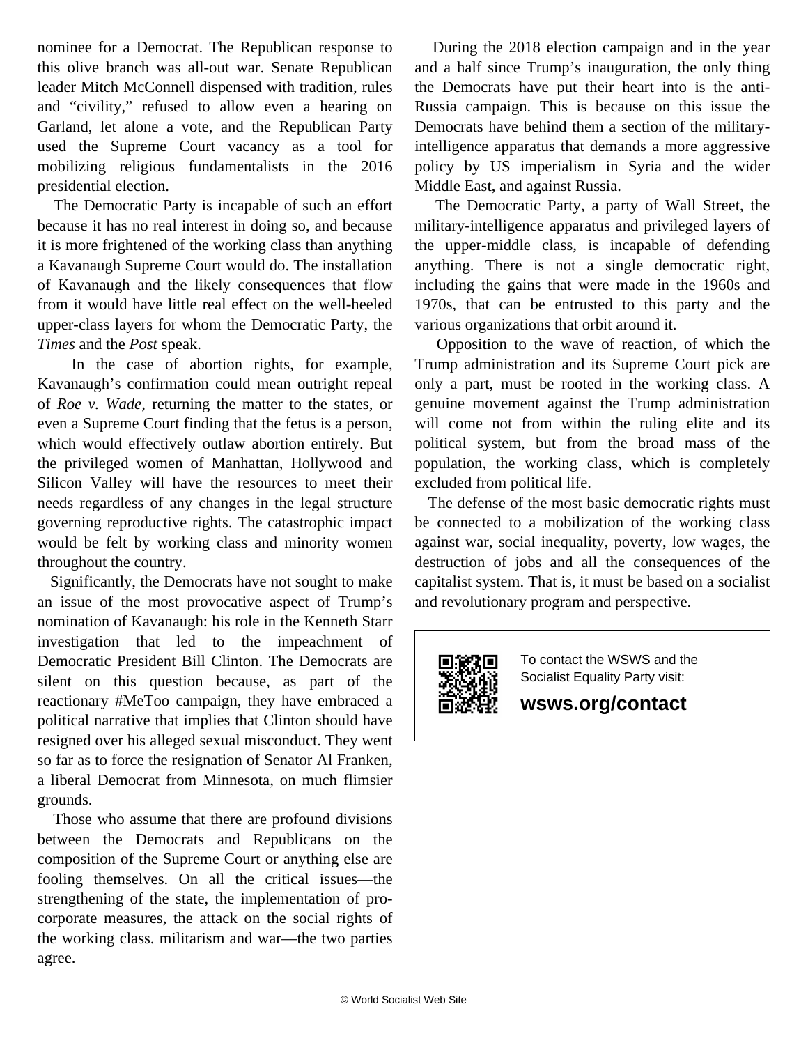nominee for a Democrat. The Republican response to this olive branch was all-out war. Senate Republican leader Mitch McConnell dispensed with tradition, rules and "civility," refused to allow even a hearing on Garland, let alone a vote, and the Republican Party used the Supreme Court vacancy as a tool for mobilizing religious fundamentalists in the 2016 presidential election.

The Democratic Party is incapable of such an effort because it has no real interest in doing so, and because it is more frightened of the working class than anything a Kavanaugh Supreme Court would do. The installation of Kavanaugh and the likely consequences that flow from it would have little real effect on the well-heeled upper-class layers for whom the Democratic Party, the *Times* and the *Post* speak.

In the case of abortion rights, for example, Kavanaugh's confirmation could mean outright repeal of *Roe v. Wade*, returning the matter to the states, or even a Supreme Court finding that the fetus is a person, which would effectively outlaw abortion entirely. But the privileged women of Manhattan, Hollywood and Silicon Valley will have the resources to meet their needs regardless of any changes in the legal structure governing reproductive rights. The catastrophic impact would be felt by working class and minority women throughout the country.

Significantly, the Democrats have not sought to make an issue of the most provocative aspect of Trump's nomination of Kavanaugh: his role in the Kenneth Starr investigation that led to the impeachment of Democratic President Bill Clinton. The Democrats are silent on this question because, as part of the reactionary #MeToo campaign, they have embraced a political narrative that implies that Clinton should have resigned over his alleged sexual misconduct. They went so far as to force the resignation of Senator Al Franken, a liberal Democrat from Minnesota, on much flimsier grounds.

Those who assume that there are profound divisions between the Democrats and Republicans on the composition of the Supreme Court or anything else are fooling themselves. On all the critical issues—the strengthening of the state, the implementation of pro-corporate measures, the attack on the social rights of the working class. militarism and war—the two parties agree.

During the 2018 election campaign and in the year and a half since Trump's inauguration, the only thing the Democrats have put their heart into is the anti-Russia campaign. This is because on this issue the Democrats have behind them a section of the military-intelligence apparatus that demands a more aggressive policy by US imperialism in Syria and the wider Middle East, and against Russia.

The Democratic Party, a party of Wall Street, the military-intelligence apparatus and privileged layers of the upper-middle class, is incapable of defending anything. There is not a single democratic right, including the gains that were made in the 1960s and 1970s, that can be entrusted to this party and the various organizations that orbit around it.

Opposition to the wave of reaction, of which the Trump administration and its Supreme Court pick are only a part, must be rooted in the working class. A genuine movement against the Trump administration will come not from within the ruling elite and its political system, but from the broad mass of the population, the working class, which is completely excluded from political life.

The defense of the most basic democratic rights must be connected to a mobilization of the working class against war, social inequality, poverty, low wages, the destruction of jobs and all the consequences of the capitalist system. That is, it must be based on a socialist and revolutionary program and perspective.

To contact the WSWS and the Socialist Equality Party visit:

**wsws.org/contact**